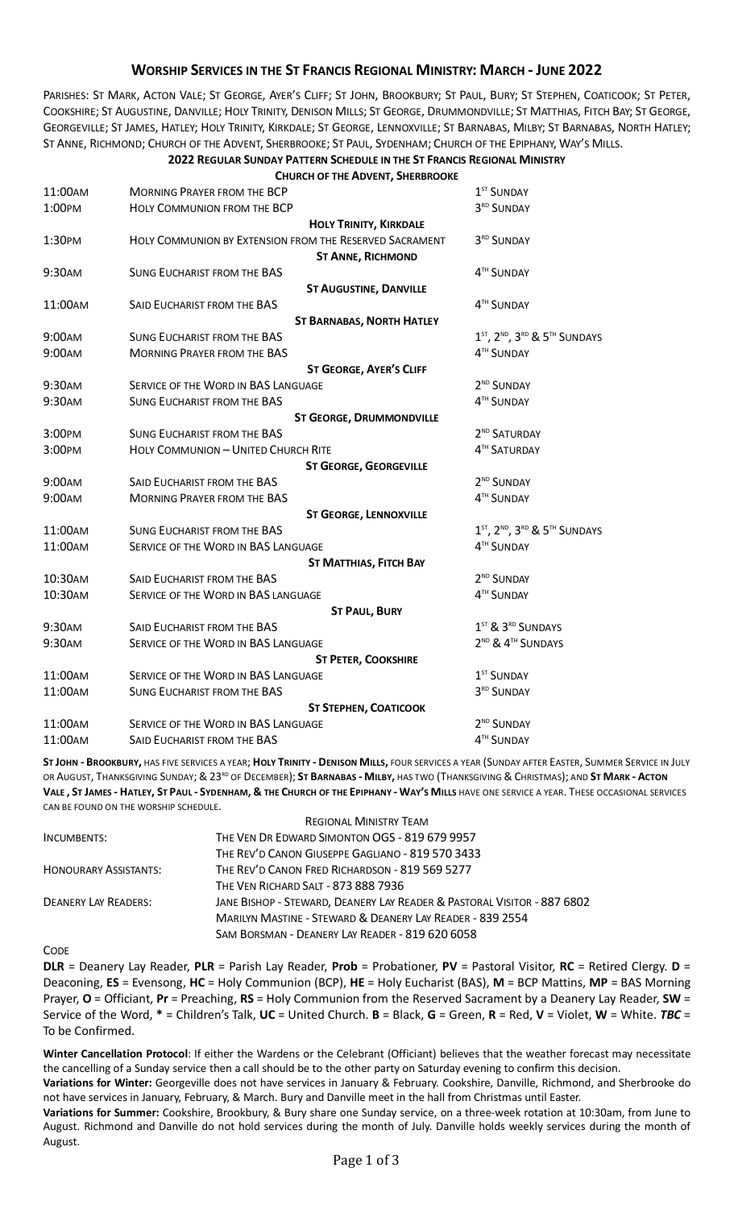## Worship Services in the St Francis Regional Ministry: March - June 2022

Parishes: St Mark, Acton Vale; St George, Ayer's Cliff; St John, Brookbury; St Paul, Bury; St Stephen, Coaticook; St Peter, Cookshire; St Augustine, Danville; Holy Trinity, Denison Mills; St George, Drummondville; St Matthias, Fitch Bay; St George, Georgeville; St James, Hatley; Holy Trinity, Kirkdale; St George, Lennoxville; St Barnabas, Milby; St Barnabas, North Hatley; St Anne, Richmond; Church of the Advent, Sherbrooke; St Paul, Sydenham; Church of the Epiphany, Way's Mills.

### 2022 Regular Sunday Pattern Schedule in the St Francis Regional Ministry

| Time | Service | Sunday |
|---|---|---|
| | **Church of the Advent, Sherbrooke** | |
| 11:00am | Morning Prayer from the BCP | 1st Sunday |
| 1:00pm | Holy Communion from the BCP | 3rd Sunday |
| | **Holy Trinity, Kirkdale** | |
| 1:30pm | Holy Communion by Extension from the Reserved Sacrament | 3rd Sunday |
| | **St Anne, Richmond** | |
| 9:30am | Sung Eucharist from the BAS | 4th Sunday |
| | **St Augustine, Danville** | |
| 11:00am | Said Eucharist from the BAS | 4th Sunday |
| | **St Barnabas, North Hatley** | |
| 9:00am | Sung Eucharist from the BAS | 1st, 2nd, 3rd & 5th Sundays |
| 9:00am | Morning Prayer from the BAS | 4th Sunday |
| | **St George, Ayer's Cliff** | |
| 9:30am | Service of the Word in BAS Language | 2nd Sunday |
| 9:30am | Sung Eucharist from the BAS | 4th Sunday |
| | **St George, Drummondville** | |
| 3:00pm | Sung Eucharist from the BAS | 2nd Saturday |
| 3:00pm | Holy Communion – United Church Rite | 4th Saturday |
| | **St George, Georgeville** | |
| 9:00am | Said Eucharist from the BAS | 2nd Sunday |
| 9:00am | Morning Prayer from the BAS | 4th Sunday |
| | **St George, Lennoxville** | |
| 11:00am | Sung Eucharist from the BAS | 1st, 2nd, 3rd & 5th Sundays |
| 11:00am | Service of the Word in BAS Language | 4th Sunday |
| | **St Matthias, Fitch Bay** | |
| 10:30am | Said Eucharist from the BAS | 2nd Sunday |
| 10:30am | Service of the Word in BAS language | 4th Sunday |
| | **St Paul, Bury** | |
| 9:30am | Said Eucharist from the BAS | 1st & 3rd Sundays |
| 9:30am | Service of the Word in BAS Language | 2nd & 4th Sundays |
| | **St Peter, Cookshire** | |
| 11:00am | Service of the Word in BAS Language | 1st Sunday |
| 11:00am | Sung Eucharist from the BAS | 3rd Sunday |
| | **St Stephen, Coaticook** | |
| 11:00am | Service of the Word in BAS Language | 2nd Sunday |
| 11:00am | Said Eucharist from the BAS | 4th Sunday |

**St John - Brookbury,** has five services a year; **Holy Trinity - Denison Mills,** four services a year (Sunday after Easter, Summer Service in July or August, Thanksgiving Sunday; & 23rd of December); **St Barnabas - Milby,** has two (Thanksgiving & Christmas); and **St Mark - Acton Vale, St James - Hatley, St Paul - Sydenham, & the Church of the Epiphany - Way's Mills** have one service a year. These occasional services can be found on the worship schedule.

### Regional Ministry Team

| | |
|---|---|
| Incumbents: | The Ven Dr Edward Simonton OGS - 819 679 9957 |
| | The Rev'd Canon Giuseppe Gagliano - 819 570 3433 |
| Honourary Assistants: | The Rev'd Canon Fred Richardson - 819 569 5277 |
| | The Ven Richard Salt - 873 888 7936 |
| Deanery Lay Readers: | Jane Bishop - Steward, Deanery Lay Reader & Pastoral Visitor - 887 6802 |
| | Marilyn Mastine - Steward & Deanery Lay Reader - 839 2554 |
| | Sam Borsman - Deanery Lay Reader - 819 620 6058 |

Code

**DLR** = Deanery Lay Reader, **PLR** = Parish Lay Reader, **Prob** = Probationer, **PV** = Pastoral Visitor, **RC** = Retired Clergy. **D** = Deaconing, **ES** = Evensong, **HC** = Holy Communion (BCP), **HE** = Holy Eucharist (BAS), **M** = BCP Mattins, **MP** = BAS Morning Prayer, **O** = Officiant, **Pr** = Preaching, **RS** = Holy Communion from the Reserved Sacrament by a Deanery Lay Reader, **SW** = Service of the Word, **\*** = Children's Talk, **UC** = United Church. **B** = Black, **G** = Green, **R** = Red, **V** = Violet, **W** = White. ***TBC*** = To be Confirmed.

**Winter Cancellation Protocol**: If either the Wardens or the Celebrant (Officiant) believes that the weather forecast may necessitate the cancelling of a Sunday service then a call should be to the other party on Saturday evening to confirm this decision.

**Variations for Winter:** Georgeville does not have services in January & February. Cookshire, Danville, Richmond, and Sherbrooke do not have services in January, February, & March. Bury and Danville meet in the hall from Christmas until Easter.

**Variations for Summer:** Cookshire, Brookbury, & Bury share one Sunday service, on a three-week rotation at 10:30am, from June to August. Richmond and Danville do not hold services during the month of July. Danville holds weekly services during the month of August.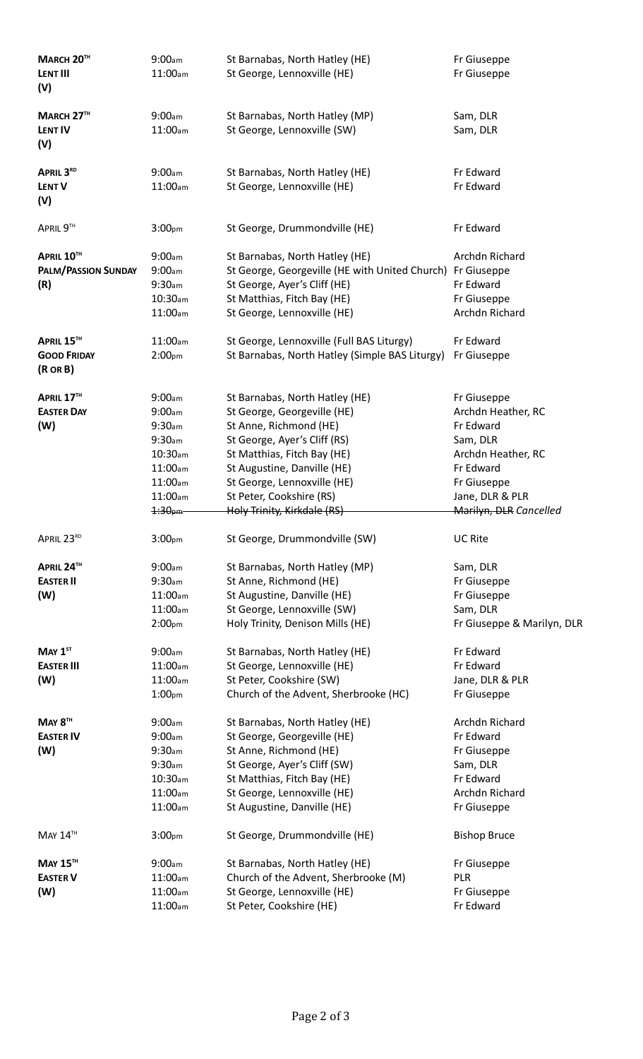| Date | Time | Service | Officiant |
|---|---|---|---|
| **March 20th** | 9:00am | St Barnabas, North Hatley (HE) | Fr Giuseppe |
| **Lent III** | 11:00am | St George, Lennoxville (HE) | Fr Giuseppe |
| **(V)** | | | |
| **March 27th** | 9:00am | St Barnabas, North Hatley (MP) | Sam, DLR |
| **Lent IV** | 11:00am | St George, Lennoxville (SW) | Sam, DLR |
| **(V)** | | | |
| **April 3rd** | 9:00am | St Barnabas, North Hatley (HE) | Fr Edward |
| **Lent V** | 11:00am | St George, Lennoxville (HE) | Fr Edward |
| **(V)** | | | |
| April 9th | 3:00pm | St George, Drummondville (HE) | Fr Edward |
| **April 10th** | 9:00am | St Barnabas, North Hatley (HE) | Archdn Richard |
| **Palm/Passion Sunday** | 9:00am | St George, Georgeville (HE with United Church) | Fr Giuseppe |
| **(R)** | 9:30am | St George, Ayer's Cliff (HE) | Fr Edward |
| | 10:30am | St Matthias, Fitch Bay (HE) | Fr Giuseppe |
| | 11:00am | St George, Lennoxville (HE) | Archdn Richard |
| **April 15th** | 11:00am | St George, Lennoxville (Full BAS Liturgy) | Fr Edward |
| **Good Friday** | 2:00pm | St Barnabas, North Hatley (Simple BAS Liturgy) | Fr Giuseppe |
| **(R or B)** | | | |
| **April 17th** | 9:00am | St Barnabas, North Hatley (HE) | Fr Giuseppe |
| **Easter Day** | 9:00am | St George, Georgeville (HE) | Archdn Heather, RC |
| **(W)** | 9:30am | St Anne, Richmond (HE) | Fr Edward |
| | 9:30am | St George, Ayer's Cliff (RS) | Sam, DLR |
| | 10:30am | St Matthias, Fitch Bay (HE) | Archdn Heather, RC |
| | 11:00am | St Augustine, Danville (HE) | Fr Edward |
| | 11:00am | St George, Lennoxville (HE) | Fr Giuseppe |
| | 11:00am | St Peter, Cookshire (RS) | Jane, DLR & PLR |
| | ~~1:30pm~~ | ~~Holy Trinity, Kirkdale (RS)~~ | ~~Marilyn, DLR~~ *Cancelled* |
| April 23rd | 3:00pm | St George, Drummondville (SW) | UC Rite |
| **April 24th** | 9:00am | St Barnabas, North Hatley (MP) | Sam, DLR |
| **Easter II** | 9:30am | St Anne, Richmond (HE) | Fr Giuseppe |
| **(W)** | 11:00am | St Augustine, Danville (HE) | Fr Giuseppe |
| | 11:00am | St George, Lennoxville (SW) | Sam, DLR |
| | 2:00pm | Holy Trinity, Denison Mills (HE) | Fr Giuseppe & Marilyn, DLR |
| **May 1st** | 9:00am | St Barnabas, North Hatley (HE) | Fr Edward |
| **Easter III** | 11:00am | St George, Lennoxville (HE) | Fr Edward |
| **(W)** | 11:00am | St Peter, Cookshire (SW) | Jane, DLR & PLR |
| | 1:00pm | Church of the Advent, Sherbrooke (HC) | Fr Giuseppe |
| **May 8th** | 9:00am | St Barnabas, North Hatley (HE) | Archdn Richard |
| **Easter IV** | 9:00am | St George, Georgeville (HE) | Fr Edward |
| **(W)** | 9:30am | St Anne, Richmond (HE) | Fr Giuseppe |
| | 9:30am | St George, Ayer's Cliff (SW) | Sam, DLR |
| | 10:30am | St Matthias, Fitch Bay (HE) | Fr Edward |
| | 11:00am | St George, Lennoxville (HE) | Archdn Richard |
| | 11:00am | St Augustine, Danville (HE) | Fr Giuseppe |
| May 14th | 3:00pm | St George, Drummondville (HE) | Bishop Bruce |
| **May 15th** | 9:00am | St Barnabas, North Hatley (HE) | Fr Giuseppe |
| **Easter V** | 11:00am | Church of the Advent, Sherbrooke (M) | PLR |
| **(W)** | 11:00am | St George, Lennoxville (HE) | Fr Giuseppe |
| | 11:00am | St Peter, Cookshire (HE) | Fr Edward |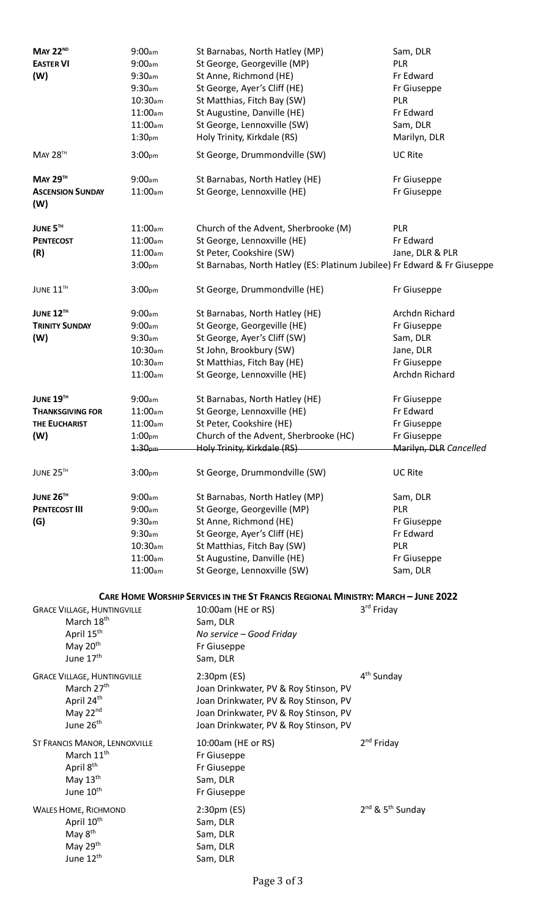| | | | |
|---|---|---|---|
| **MAY 22ND** | 9:00am | St Barnabas, North Hatley (MP) | Sam, DLR |
| **EASTER VI** | 9:00am | St George, Georgeville (MP) | PLR |
| **(W)** | 9:30am | St Anne, Richmond (HE) | Fr Edward |
| | 9:30am | St George, Ayer's Cliff (HE) | Fr Giuseppe |
| | 10:30am | St Matthias, Fitch Bay (SW) | PLR |
| | 11:00am | St Augustine, Danville (HE) | Fr Edward |
| | 11:00am | St George, Lennoxville (SW) | Sam, DLR |
| | 1:30pm | Holy Trinity, Kirkdale (RS) | Marilyn, DLR |
| MAY 28TH | 3:00pm | St George, Drummondville (SW) | UC Rite |
| **MAY 29TH** | 9:00am | St Barnabas, North Hatley (HE) | Fr Giuseppe |
| **ASCENSION SUNDAY (W)** | 11:00am | St George, Lennoxville (HE) | Fr Giuseppe |
| **JUNE 5TH** | 11:00am | Church of the Advent, Sherbrooke (M) | PLR |
| **PENTECOST** | 11:00am | St George, Lennoxville (HE) | Fr Edward |
| **(R)** | 11:00am | St Peter, Cookshire (SW) | Jane, DLR & PLR |
| | 3:00pm | St Barnabas, North Hatley (ES: Platinum Jubilee) | Fr Edward & Fr Giuseppe |
| JUNE 11TH | 3:00pm | St George, Drummondville (HE) | Fr Giuseppe |
| **JUNE 12TH** | 9:00am | St Barnabas, North Hatley (HE) | Archdn Richard |
| **TRINITY SUNDAY** | 9:00am | St George, Georgeville (HE) | Fr Giuseppe |
| **(W)** | 9:30am | St George, Ayer's Cliff (SW) | Sam, DLR |
| | 10:30am | St John, Brookbury (SW) | Jane, DLR |
| | 10:30am | St Matthias, Fitch Bay (HE) | Fr Giuseppe |
| | 11:00am | St George, Lennoxville (HE) | Archdn Richard |
| **JUNE 19TH** | 9:00am | St Barnabas, North Hatley (HE) | Fr Giuseppe |
| **THANKSGIVING FOR** | 11:00am | St George, Lennoxville (HE) | Fr Edward |
| **THE EUCHARIST** | 11:00am | St Peter, Cookshire (HE) | Fr Giuseppe |
| **(W)** | 1:00pm | Church of the Advent, Sherbrooke (HC) | Fr Giuseppe |
| | ~~1:30pm~~ | ~~Holy Trinity, Kirkdale (RS)~~ | ~~Marilyn, DLR~~ *Cancelled* |
| JUNE 25TH | 3:00pm | St George, Drummondville (SW) | UC Rite |
| **JUNE 26TH** | 9:00am | St Barnabas, North Hatley (MP) | Sam, DLR |
| **PENTECOST III** | 9:00am | St George, Georgeville (MP) | PLR |
| **(G)** | 9:30am | St Anne, Richmond (HE) | Fr Giuseppe |
| | 9:30am | St George, Ayer's Cliff (HE) | Fr Edward |
| | 10:30am | St Matthias, Fitch Bay (SW) | PLR |
| | 11:00am | St Augustine, Danville (HE) | Fr Giuseppe |
| | 11:00am | St George, Lennoxville (SW) | Sam, DLR |

## CARE HOME WORSHIP SERVICES IN THE ST FRANCIS REGIONAL MINISTRY: MARCH – JUNE 2022

| | | |
|---|---|---|
| GRACE VILLAGE, HUNTINGVILLE | 10:00am (HE or RS) | 3rd Friday |
| March 18th | Sam, DLR | |
| April 15th | *No service – Good Friday* | |
| May 20th | Fr Giuseppe | |
| June 17th | Sam, DLR | |
| GRACE VILLAGE, HUNTINGVILLE | 2:30pm (ES) | 4th Sunday |
| March 27th | Joan Drinkwater, PV & Roy Stinson, PV | |
| April 24th | Joan Drinkwater, PV & Roy Stinson, PV | |
| May 22nd | Joan Drinkwater, PV & Roy Stinson, PV | |
| June 26th | Joan Drinkwater, PV & Roy Stinson, PV | |
| ST FRANCIS MANOR, LENNOXVILLE | 10:00am (HE or RS) | 2nd Friday |
| March 11th | Fr Giuseppe | |
| April 8th | Fr Giuseppe | |
| May 13th | Sam, DLR | |
| June 10th | Fr Giuseppe | |
| WALES HOME, RICHMOND | 2:30pm (ES) | 2nd & 5th Sunday |
| April 10th | Sam, DLR | |
| May 8th | Sam, DLR | |
| May 29th | Sam, DLR | |
| June 12th | Sam, DLR | |